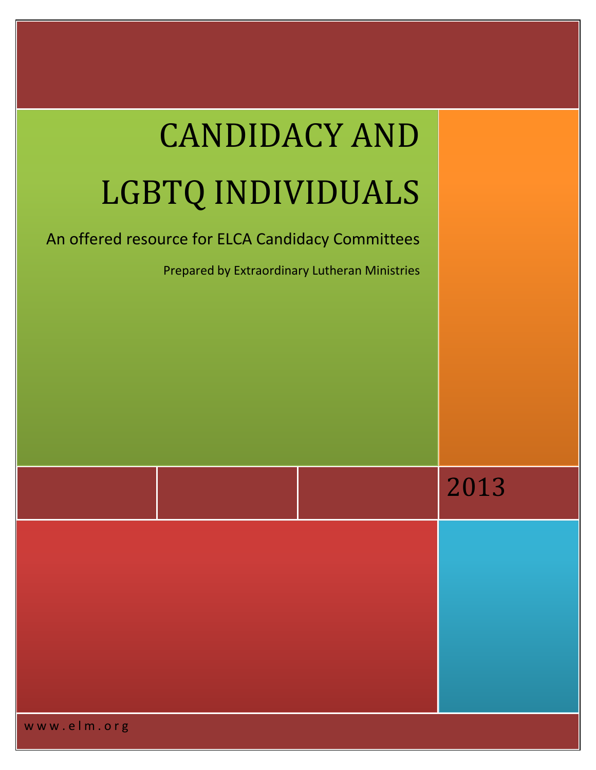# CANDIDACY AND LGBTQ INDIVIDUALS

An offered resource for ELCA Candidacy Committees

Prepared by Extraordinary Lutheran Ministries

2013

www.elm.org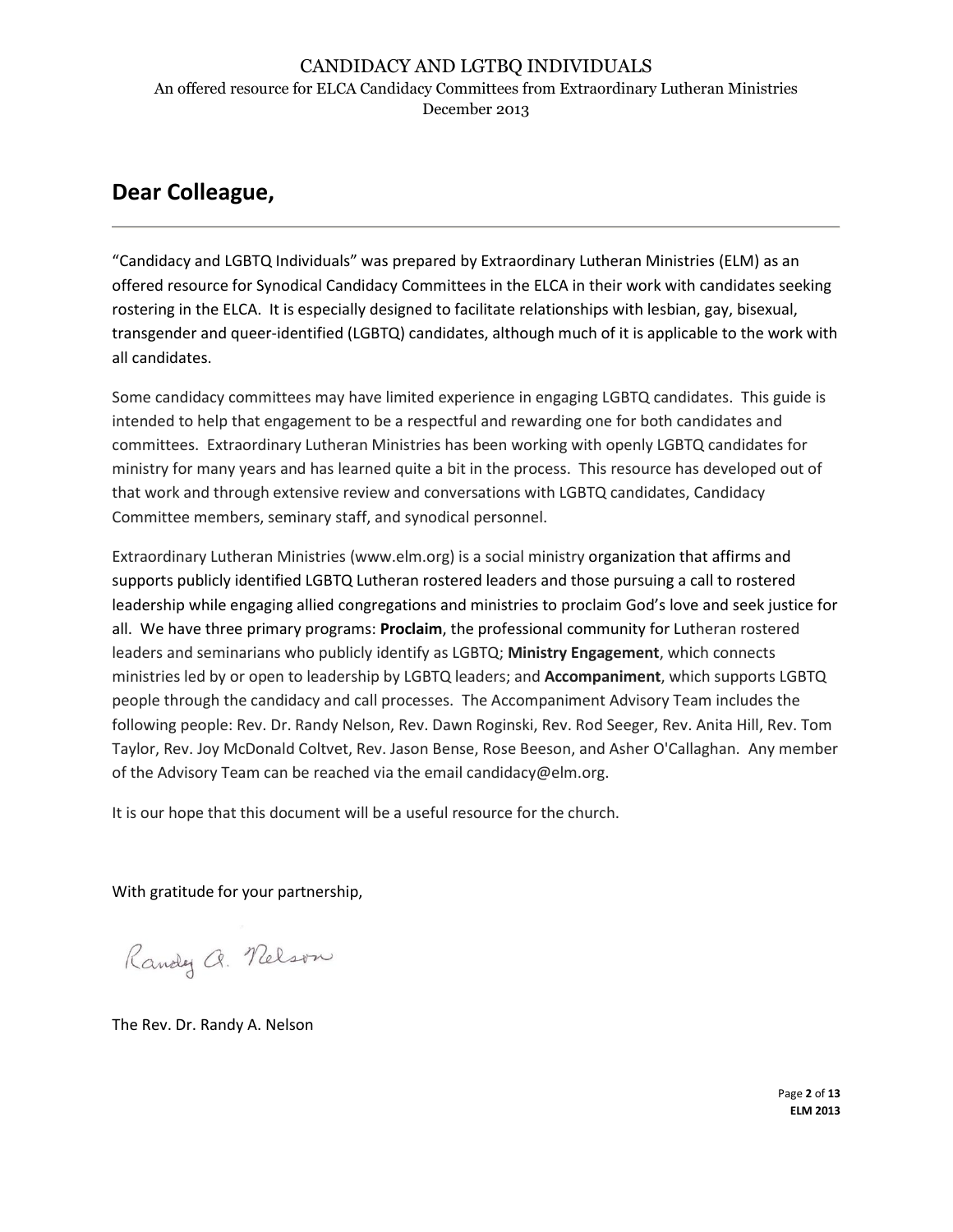# Dear Colleague,

---

"Candidacy and LGBTQ Individuals" was prepared by Extraordinary Lutheran Ministries (ELM) as an offered resource for Synodical Candidacy Committees in the ELCA in their work with candidates seeking rostering in the ELCA. It is especially designed to facilitate relationships with lesbian, gay, bisexual, transgender and queer-identified (LGBTQ) candidates, although much of it is applicable to the work with all candidates.

Some candidacy committees may have limited experience in engaging LGBTQ candidates. This guide is intended to help that engagement to be a respectful and rewarding one for both candidates and committees. Extraordinary Lutheran Ministries has been working with openly LGBTQ candidates for ministry for many years and has learned quite a bit in the process. This resource has developed out of that work and through extensive review and conversations with LGBTQ candidates, Candidacy Committee members, seminary staff, and synodical personnel.

Extraordinary Lutheran Ministries (www.elm.org) is a social ministry organization that affirms and supports publicly identified LGBTQ Lutheran rostered leaders and those pursuing a call to rostered leadership while engaging allied congregations and ministries to proclaim God's love and seek justice for all. We have three primary programs: **Proclaim**, the professional community for Lutheran rostered leaders and seminarians who publicly identify as LGBTQ; **Ministry Engagement**, which connects ministries led by or open to leadership by LGBTQ leaders; and **Accompaniment**, which supports LGBTQ people through the candidacy and call processes. The Accompaniment Advisory Team includes the following people: Rev. Dr. Randy Nelson, Rev. Dawn Roginski, Rev. Rod Seeger, Rev. Anita Hill, Rev. Tom Taylor, Rev. Joy McDonald Coltvet, Rev. Jason Bense, Rose Beeson, and Asher O'Callaghan. Any member of the Advisory Team can be reached via the email candidacy@elm.org.

It is our hope that this document will be a useful resource for the church.

With gratitude for your partnership,

Randy A. Nelson

The Rev. Dr. Randy A. Nelson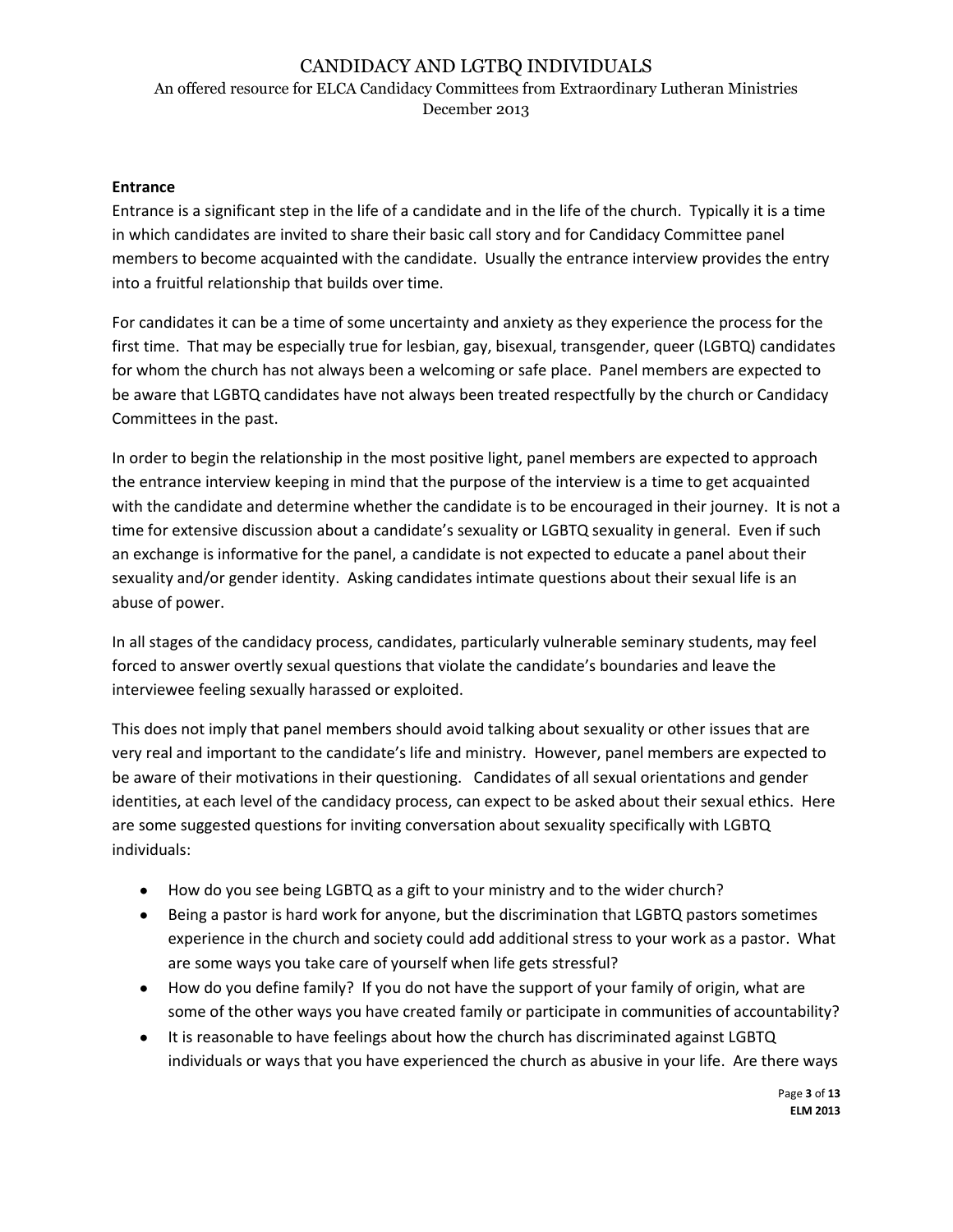**Entrance**

Entrance is a significant step in the life of a candidate and in the life of the church. Typically it is a time in which candidates are invited to share their basic call story and for Candidacy Committee panel members to become acquainted with the candidate. Usually the entrance interview provides the entry into a fruitful relationship that builds over time.

For candidates it can be a time of some uncertainty and anxiety as they experience the process for the first time. That may be especially true for lesbian, gay, bisexual, transgender, queer (LGBTQ) candidates for whom the church has not always been a welcoming or safe place. Panel members are expected to be aware that LGBTQ candidates have not always been treated respectfully by the church or Candidacy Committees in the past.

In order to begin the relationship in the most positive light, panel members are expected to approach the entrance interview keeping in mind that the purpose of the interview is a time to get acquainted with the candidate and determine whether the candidate is to be encouraged in their journey. It is not a time for extensive discussion about a candidate's sexuality or LGBTQ sexuality in general. Even if such an exchange is informative for the panel, a candidate is not expected to educate a panel about their sexuality and/or gender identity. Asking candidates intimate questions about their sexual life is an abuse of power.

In all stages of the candidacy process, candidates, particularly vulnerable seminary students, may feel forced to answer overtly sexual questions that violate the candidate's boundaries and leave the interviewee feeling sexually harassed or exploited.

This does not imply that panel members should avoid talking about sexuality or other issues that are very real and important to the candidate's life and ministry. However, panel members are expected to be aware of their motivations in their questioning. Candidates of all sexual orientations and gender identities, at each level of the candidacy process, can expect to be asked about their sexual ethics. Here are some suggested questions for inviting conversation about sexuality specifically with LGBTQ individuals:

- How do you see being LGBTQ as a gift to your ministry and to the wider church?
- Being a pastor is hard work for anyone, but the discrimination that LGBTQ pastors sometimes experience in the church and society could add additional stress to your work as a pastor. What are some ways you take care of yourself when life gets stressful?
- How do you define family? If you do not have the support of your family of origin, what are some of the other ways you have created family or participate in communities of accountability?
- It is reasonable to have feelings about how the church has discriminated against LGBTQ individuals or ways that you have experienced the church as abusive in your life. Are there ways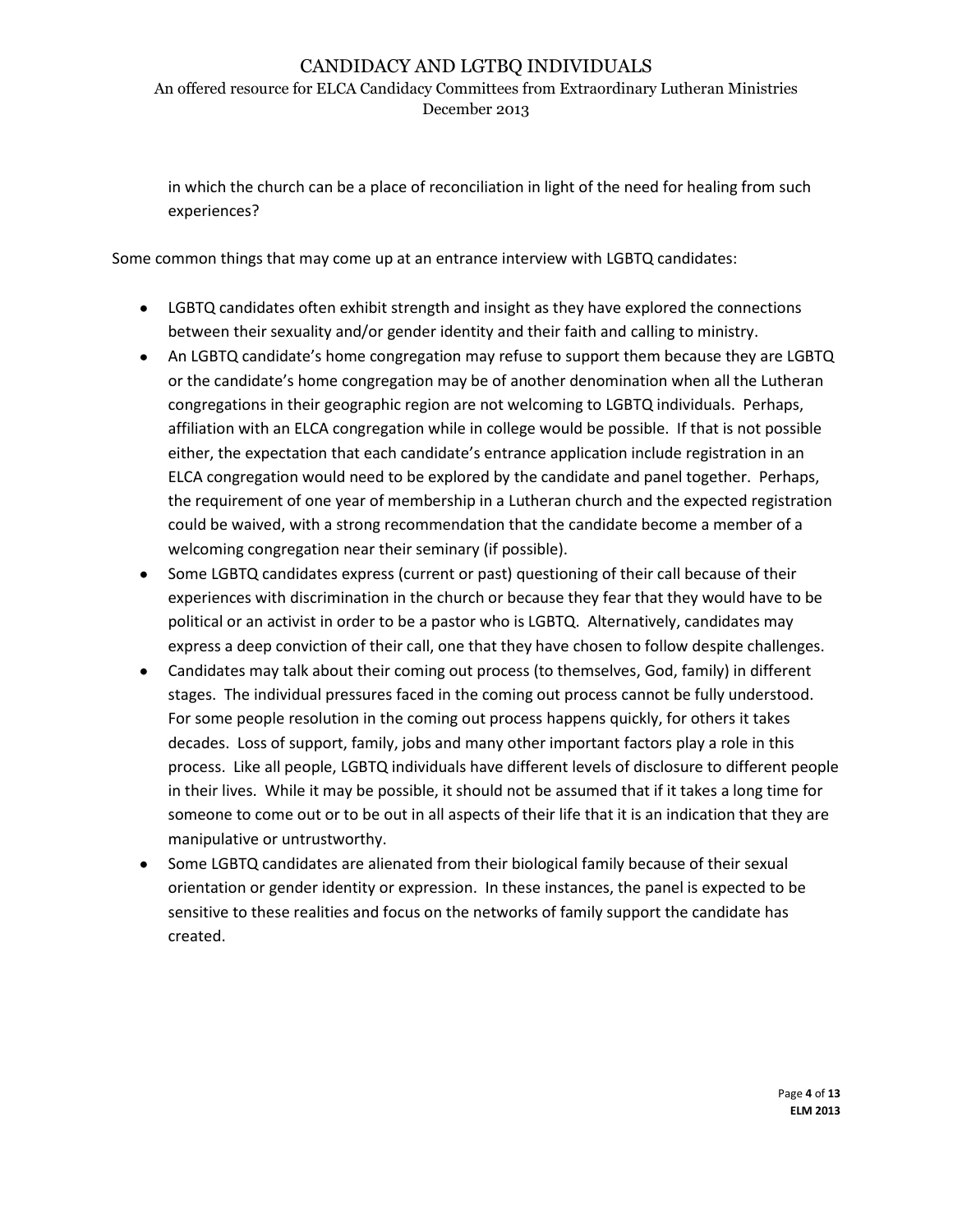in which the church can be a place of reconciliation in light of the need for healing from such experiences?

Some common things that may come up at an entrance interview with LGBTQ candidates:

- LGBTQ candidates often exhibit strength and insight as they have explored the connections between their sexuality and/or gender identity and their faith and calling to ministry.
- An LGBTQ candidate's home congregation may refuse to support them because they are LGBTQ or the candidate's home congregation may be of another denomination when all the Lutheran congregations in their geographic region are not welcoming to LGBTQ individuals. Perhaps, affiliation with an ELCA congregation while in college would be possible. If that is not possible either, the expectation that each candidate's entrance application include registration in an ELCA congregation would need to be explored by the candidate and panel together. Perhaps, the requirement of one year of membership in a Lutheran church and the expected registration could be waived, with a strong recommendation that the candidate become a member of a welcoming congregation near their seminary (if possible).
- Some LGBTQ candidates express (current or past) questioning of their call because of their experiences with discrimination in the church or because they fear that they would have to be political or an activist in order to be a pastor who is LGBTQ. Alternatively, candidates may express a deep conviction of their call, one that they have chosen to follow despite challenges.
- Candidates may talk about their coming out process (to themselves, God, family) in different stages. The individual pressures faced in the coming out process cannot be fully understood. For some people resolution in the coming out process happens quickly, for others it takes decades. Loss of support, family, jobs and many other important factors play a role in this process. Like all people, LGBTQ individuals have different levels of disclosure to different people in their lives. While it may be possible, it should not be assumed that if it takes a long time for someone to come out or to be out in all aspects of their life that it is an indication that they are manipulative or untrustworthy.
- Some LGBTQ candidates are alienated from their biological family because of their sexual orientation or gender identity or expression. In these instances, the panel is expected to be sensitive to these realities and focus on the networks of family support the candidate has created.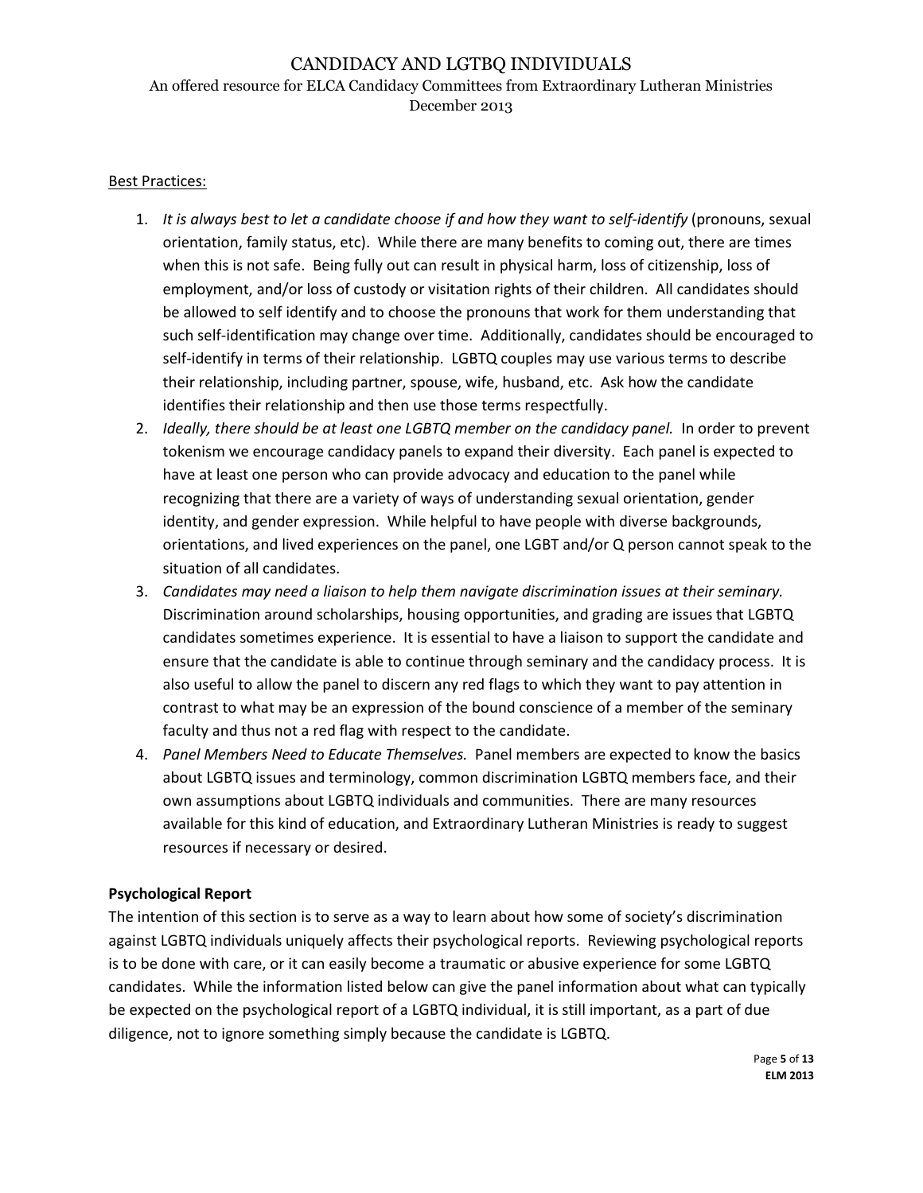Best Practices:

1. *It is always best to let a candidate choose if and how they want to self-identify* (pronouns, sexual orientation, family status, etc). While there are many benefits to coming out, there are times when this is not safe. Being fully out can result in physical harm, loss of citizenship, loss of employment, and/or loss of custody or visitation rights of their children. All candidates should be allowed to self identify and to choose the pronouns that work for them understanding that such self-identification may change over time. Additionally, candidates should be encouraged to self-identify in terms of their relationship. LGBTQ couples may use various terms to describe their relationship, including partner, spouse, wife, husband, etc. Ask how the candidate identifies their relationship and then use those terms respectfully.
2. *Ideally, there should be at least one LGBTQ member on the candidacy panel.* In order to prevent tokenism we encourage candidacy panels to expand their diversity. Each panel is expected to have at least one person who can provide advocacy and education to the panel while recognizing that there are a variety of ways of understanding sexual orientation, gender identity, and gender expression. While helpful to have people with diverse backgrounds, orientations, and lived experiences on the panel, one LGBT and/or Q person cannot speak to the situation of all candidates.
3. *Candidates may need a liaison to help them navigate discrimination issues at their seminary.* Discrimination around scholarships, housing opportunities, and grading are issues that LGBTQ candidates sometimes experience. It is essential to have a liaison to support the candidate and ensure that the candidate is able to continue through seminary and the candidacy process. It is also useful to allow the panel to discern any red flags to which they want to pay attention in contrast to what may be an expression of the bound conscience of a member of the seminary faculty and thus not a red flag with respect to the candidate.
4. *Panel Members Need to Educate Themselves.* Panel members are expected to know the basics about LGBTQ issues and terminology, common discrimination LGBTQ members face, and their own assumptions about LGBTQ individuals and communities. There are many resources available for this kind of education, and Extraordinary Lutheran Ministries is ready to suggest resources if necessary or desired.

**Psychological Report**

The intention of this section is to serve as a way to learn about how some of society's discrimination against LGBTQ individuals uniquely affects their psychological reports. Reviewing psychological reports is to be done with care, or it can easily become a traumatic or abusive experience for some LGBTQ candidates. While the information listed below can give the panel information about what can typically be expected on the psychological report of a LGBTQ individual, it is still important, as a part of due diligence, not to ignore something simply because the candidate is LGBTQ.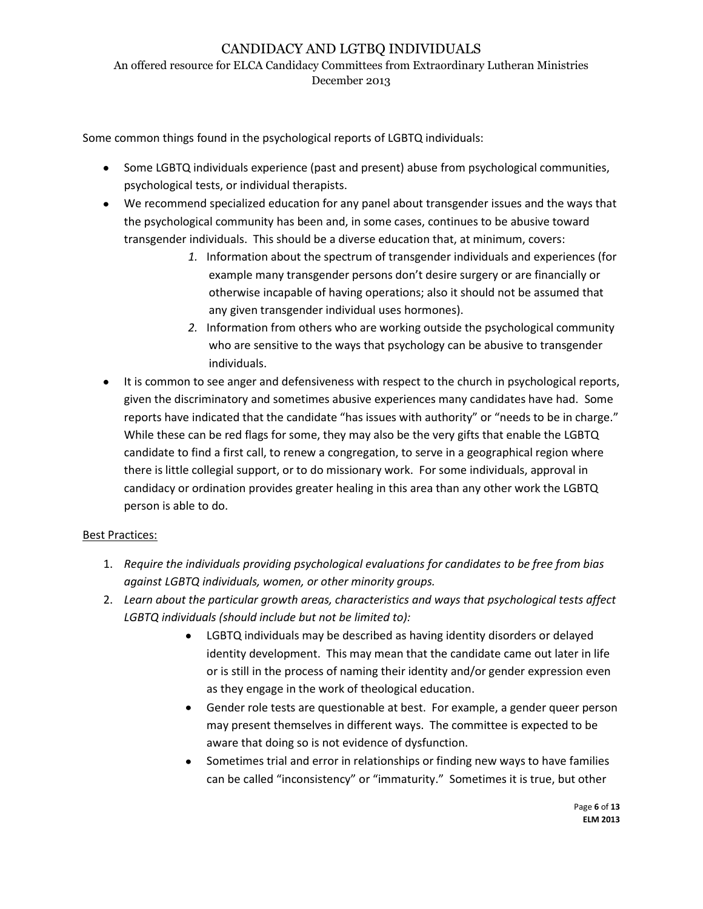Some common things found in the psychological reports of LGBTQ individuals:

- Some LGBTQ individuals experience (past and present) abuse from psychological communities, psychological tests, or individual therapists.
- We recommend specialized education for any panel about transgender issues and the ways that the psychological community has been and, in some cases, continues to be abusive toward transgender individuals. This should be a diverse education that, at minimum, covers:
    1. Information about the spectrum of transgender individuals and experiences (for example many transgender persons don't desire surgery or are financially or otherwise incapable of having operations; also it should not be assumed that any given transgender individual uses hormones).
    2. Information from others who are working outside the psychological community who are sensitive to the ways that psychology can be abusive to transgender individuals.
- It is common to see anger and defensiveness with respect to the church in psychological reports, given the discriminatory and sometimes abusive experiences many candidates have had. Some reports have indicated that the candidate "has issues with authority" or "needs to be in charge." While these can be red flags for some, they may also be the very gifts that enable the LGBTQ candidate to find a first call, to renew a congregation, to serve in a geographical region where there is little collegial support, or to do missionary work. For some individuals, approval in candidacy or ordination provides greater healing in this area than any other work the LGBTQ person is able to do.

Best Practices:

1. *Require the individuals providing psychological evaluations for candidates to be free from bias against LGBTQ individuals, women, or other minority groups.*
2. *Learn about the particular growth areas, characteristics and ways that psychological tests affect LGBTQ individuals (should include but not be limited to):*
    - LGBTQ individuals may be described as having identity disorders or delayed identity development. This may mean that the candidate came out later in life or is still in the process of naming their identity and/or gender expression even as they engage in the work of theological education.
    - Gender role tests are questionable at best. For example, a gender queer person may present themselves in different ways. The committee is expected to be aware that doing so is not evidence of dysfunction.
    - Sometimes trial and error in relationships or finding new ways to have families can be called "inconsistency" or "immaturity." Sometimes it is true, but other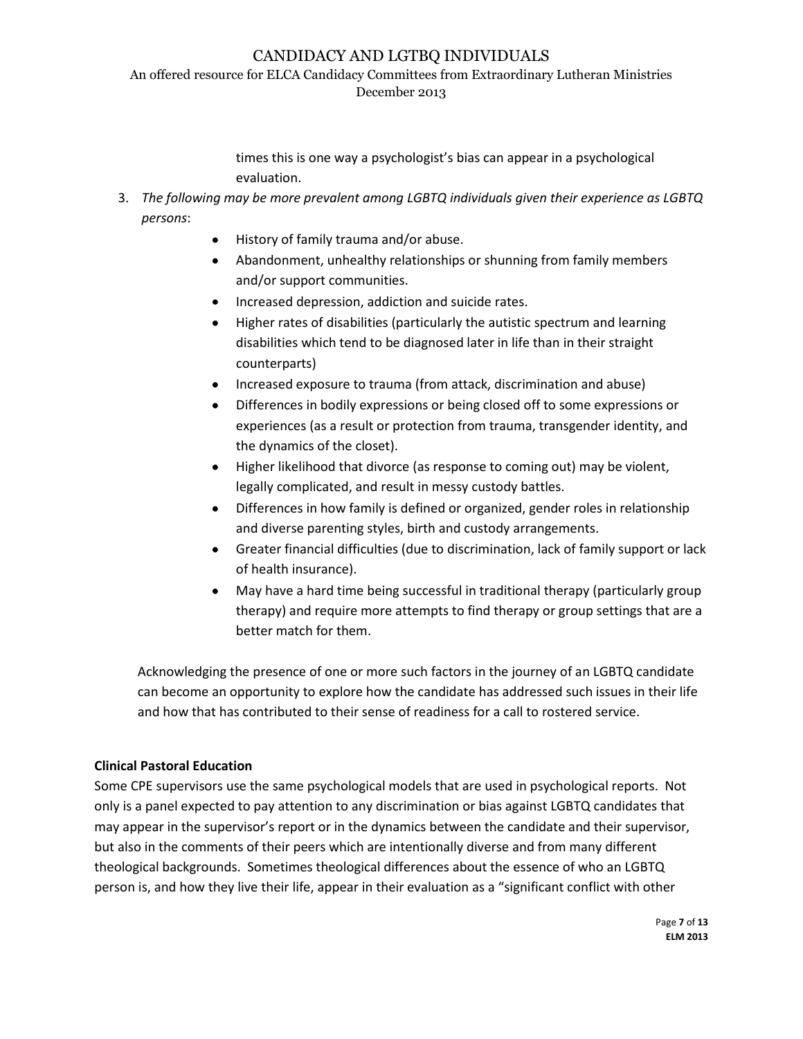times this is one way a psychologist's bias can appear in a psychological evaluation.

3. *The following may be more prevalent among LGBTQ individuals given their experience as LGBTQ persons*:
   - History of family trauma and/or abuse.
   - Abandonment, unhealthy relationships or shunning from family members and/or support communities.
   - Increased depression, addiction and suicide rates.
   - Higher rates of disabilities (particularly the autistic spectrum and learning disabilities which tend to be diagnosed later in life than in their straight counterparts)
   - Increased exposure to trauma (from attack, discrimination and abuse)
   - Differences in bodily expressions or being closed off to some expressions or experiences (as a result or protection from trauma, transgender identity, and the dynamics of the closet).
   - Higher likelihood that divorce (as response to coming out) may be violent, legally complicated, and result in messy custody battles.
   - Differences in how family is defined or organized, gender roles in relationship and diverse parenting styles, birth and custody arrangements.
   - Greater financial difficulties (due to discrimination, lack of family support or lack of health insurance).
   - May have a hard time being successful in traditional therapy (particularly group therapy) and require more attempts to find therapy or group settings that are a better match for them.

   Acknowledging the presence of one or more such factors in the journey of an LGBTQ candidate can become an opportunity to explore how the candidate has addressed such issues in their life and how that has contributed to their sense of readiness for a call to rostered service.

**Clinical Pastoral Education**

Some CPE supervisors use the same psychological models that are used in psychological reports. Not only is a panel expected to pay attention to any discrimination or bias against LGBTQ candidates that may appear in the supervisor's report or in the dynamics between the candidate and their supervisor, but also in the comments of their peers which are intentionally diverse and from many different theological backgrounds. Sometimes theological differences about the essence of who an LGBTQ person is, and how they live their life, appear in their evaluation as a "significant conflict with other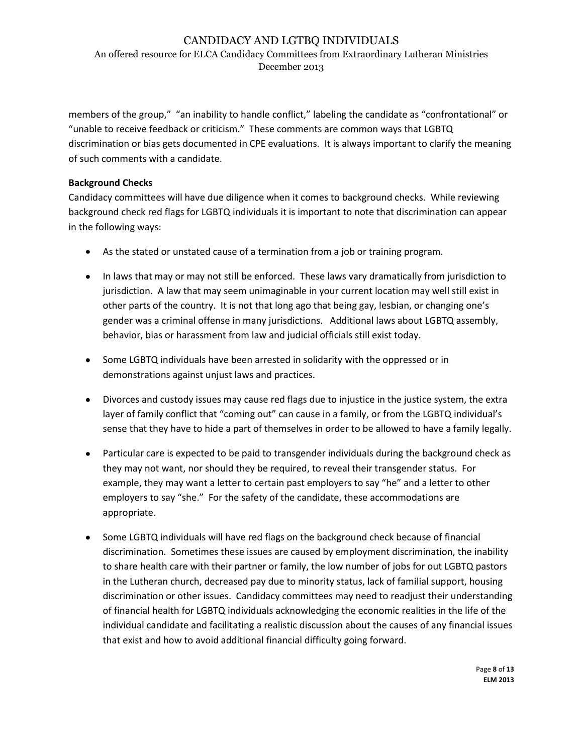members of the group," "an inability to handle conflict," labeling the candidate as "confrontational" or "unable to receive feedback or criticism." These comments are common ways that LGBTQ discrimination or bias gets documented in CPE evaluations. It is always important to clarify the meaning of such comments with a candidate.

**Background Checks**

Candidacy committees will have due diligence when it comes to background checks. While reviewing background check red flags for LGBTQ individuals it is important to note that discrimination can appear in the following ways:

- As the stated or unstated cause of a termination from a job or training program.
- In laws that may or may not still be enforced. These laws vary dramatically from jurisdiction to jurisdiction. A law that may seem unimaginable in your current location may well still exist in other parts of the country. It is not that long ago that being gay, lesbian, or changing one's gender was a criminal offense in many jurisdictions. Additional laws about LGBTQ assembly, behavior, bias or harassment from law and judicial officials still exist today.
- Some LGBTQ individuals have been arrested in solidarity with the oppressed or in demonstrations against unjust laws and practices.
- Divorces and custody issues may cause red flags due to injustice in the justice system, the extra layer of family conflict that "coming out" can cause in a family, or from the LGBTQ individual's sense that they have to hide a part of themselves in order to be allowed to have a family legally.
- Particular care is expected to be paid to transgender individuals during the background check as they may not want, nor should they be required, to reveal their transgender status. For example, they may want a letter to certain past employers to say "he" and a letter to other employers to say "she." For the safety of the candidate, these accommodations are appropriate.
- Some LGBTQ individuals will have red flags on the background check because of financial discrimination. Sometimes these issues are caused by employment discrimination, the inability to share health care with their partner or family, the low number of jobs for out LGBTQ pastors in the Lutheran church, decreased pay due to minority status, lack of familial support, housing discrimination or other issues. Candidacy committees may need to readjust their understanding of financial health for LGBTQ individuals acknowledging the economic realities in the life of the individual candidate and facilitating a realistic discussion about the causes of any financial issues that exist and how to avoid additional financial difficulty going forward.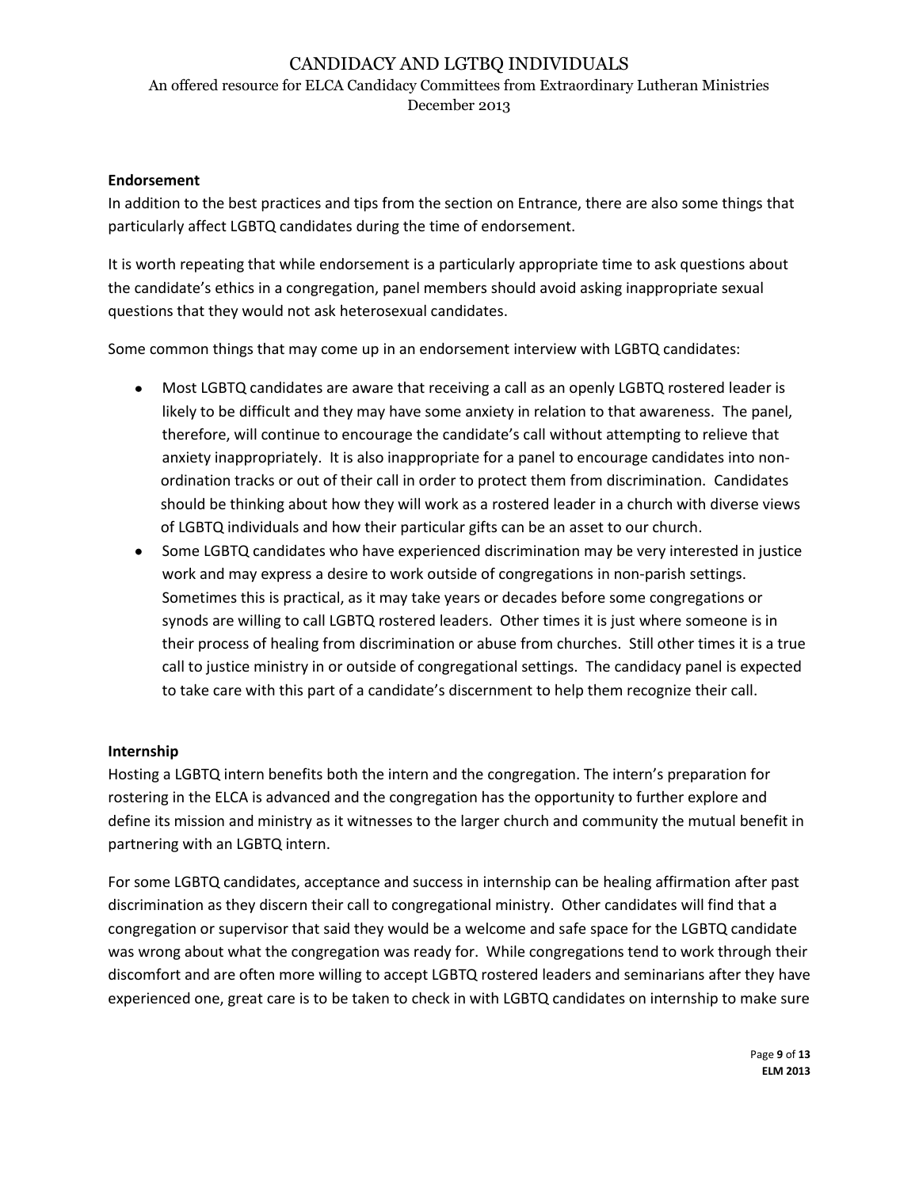### Endorsement

In addition to the best practices and tips from the section on Entrance, there are also some things that particularly affect LGBTQ candidates during the time of endorsement.

It is worth repeating that while endorsement is a particularly appropriate time to ask questions about the candidate's ethics in a congregation, panel members should avoid asking inappropriate sexual questions that they would not ask heterosexual candidates.

Some common things that may come up in an endorsement interview with LGBTQ candidates:

- Most LGBTQ candidates are aware that receiving a call as an openly LGBTQ rostered leader is likely to be difficult and they may have some anxiety in relation to that awareness. The panel, therefore, will continue to encourage the candidate's call without attempting to relieve that anxiety inappropriately. It is also inappropriate for a panel to encourage candidates into non-ordination tracks or out of their call in order to protect them from discrimination. Candidates should be thinking about how they will work as a rostered leader in a church with diverse views of LGBTQ individuals and how their particular gifts can be an asset to our church.
- Some LGBTQ candidates who have experienced discrimination may be very interested in justice work and may express a desire to work outside of congregations in non-parish settings. Sometimes this is practical, as it may take years or decades before some congregations or synods are willing to call LGBTQ rostered leaders. Other times it is just where someone is in their process of healing from discrimination or abuse from churches. Still other times it is a true call to justice ministry in or outside of congregational settings. The candidacy panel is expected to take care with this part of a candidate's discernment to help them recognize their call.

### Internship

Hosting a LGBTQ intern benefits both the intern and the congregation. The intern's preparation for rostering in the ELCA is advanced and the congregation has the opportunity to further explore and define its mission and ministry as it witnesses to the larger church and community the mutual benefit in partnering with an LGBTQ intern.

For some LGBTQ candidates, acceptance and success in internship can be healing affirmation after past discrimination as they discern their call to congregational ministry. Other candidates will find that a congregation or supervisor that said they would be a welcome and safe space for the LGBTQ candidate was wrong about what the congregation was ready for. While congregations tend to work through their discomfort and are often more willing to accept LGBTQ rostered leaders and seminarians after they have experienced one, great care is to be taken to check in with LGBTQ candidates on internship to make sure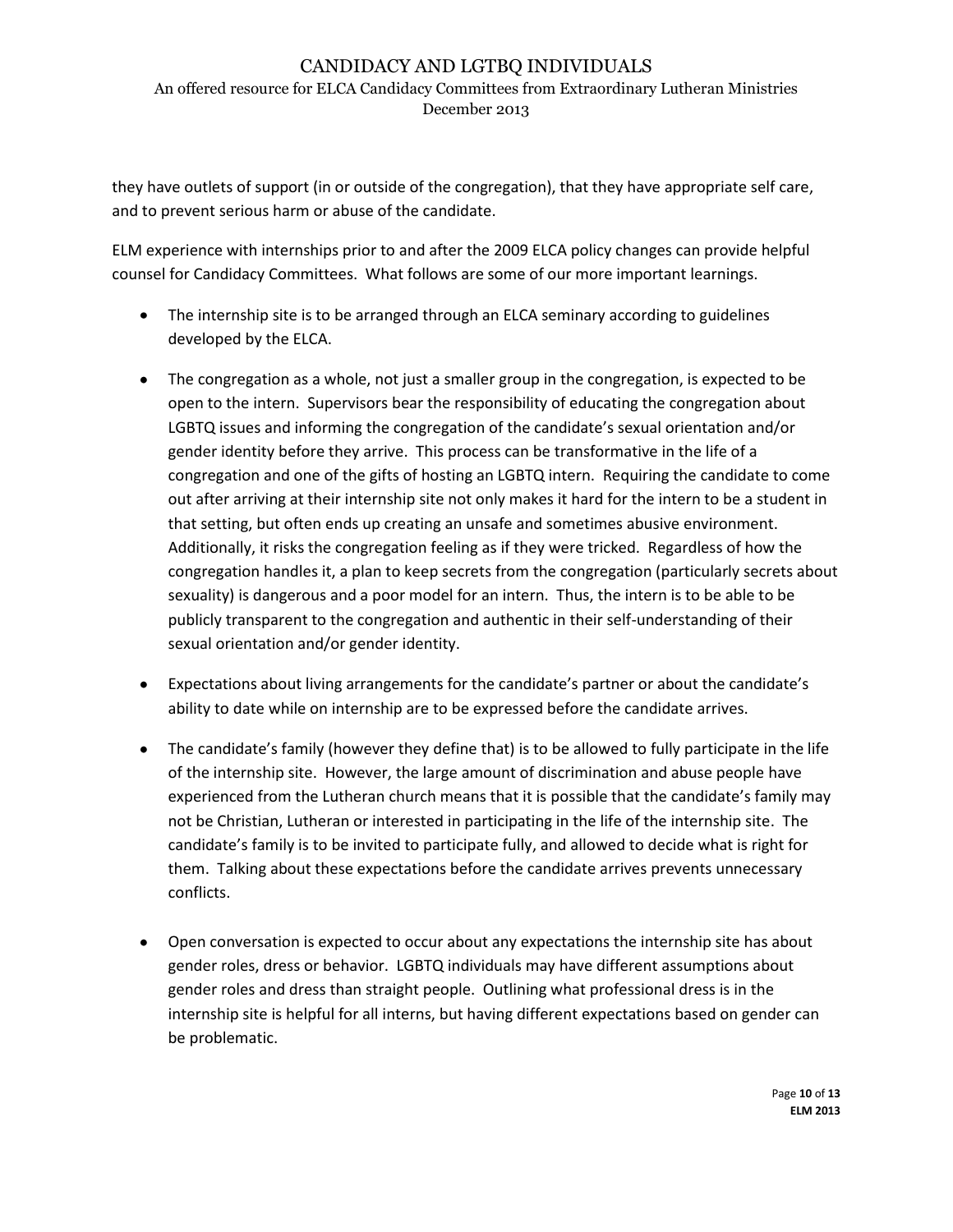they have outlets of support (in or outside of the congregation), that they have appropriate self care, and to prevent serious harm or abuse of the candidate.

ELM experience with internships prior to and after the 2009 ELCA policy changes can provide helpful counsel for Candidacy Committees. What follows are some of our more important learnings.

- The internship site is to be arranged through an ELCA seminary according to guidelines developed by the ELCA.
- The congregation as a whole, not just a smaller group in the congregation, is expected to be open to the intern. Supervisors bear the responsibility of educating the congregation about LGBTQ issues and informing the congregation of the candidate's sexual orientation and/or gender identity before they arrive. This process can be transformative in the life of a congregation and one of the gifts of hosting an LGBTQ intern. Requiring the candidate to come out after arriving at their internship site not only makes it hard for the intern to be a student in that setting, but often ends up creating an unsafe and sometimes abusive environment. Additionally, it risks the congregation feeling as if they were tricked. Regardless of how the congregation handles it, a plan to keep secrets from the congregation (particularly secrets about sexuality) is dangerous and a poor model for an intern. Thus, the intern is to be able to be publicly transparent to the congregation and authentic in their self-understanding of their sexual orientation and/or gender identity.
- Expectations about living arrangements for the candidate's partner or about the candidate's ability to date while on internship are to be expressed before the candidate arrives.
- The candidate's family (however they define that) is to be allowed to fully participate in the life of the internship site. However, the large amount of discrimination and abuse people have experienced from the Lutheran church means that it is possible that the candidate's family may not be Christian, Lutheran or interested in participating in the life of the internship site. The candidate's family is to be invited to participate fully, and allowed to decide what is right for them. Talking about these expectations before the candidate arrives prevents unnecessary conflicts.
- Open conversation is expected to occur about any expectations the internship site has about gender roles, dress or behavior. LGBTQ individuals may have different assumptions about gender roles and dress than straight people. Outlining what professional dress is in the internship site is helpful for all interns, but having different expectations based on gender can be problematic.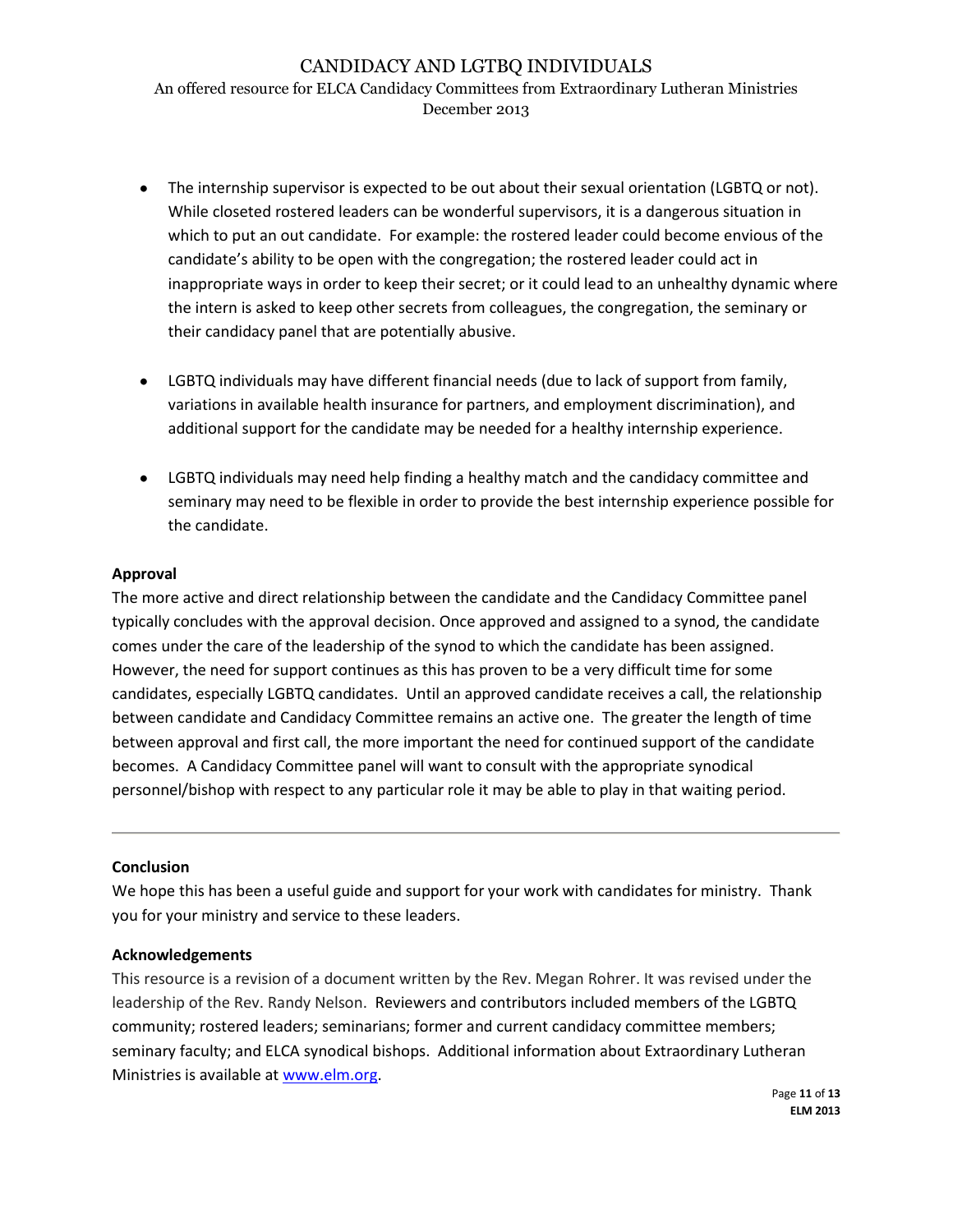- The internship supervisor is expected to be out about their sexual orientation (LGBTQ or not). While closeted rostered leaders can be wonderful supervisors, it is a dangerous situation in which to put an out candidate. For example: the rostered leader could become envious of the candidate's ability to be open with the congregation; the rostered leader could act in inappropriate ways in order to keep their secret; or it could lead to an unhealthy dynamic where the intern is asked to keep other secrets from colleagues, the congregation, the seminary or their candidacy panel that are potentially abusive.

- LGBTQ individuals may have different financial needs (due to lack of support from family, variations in available health insurance for partners, and employment discrimination), and additional support for the candidate may be needed for a healthy internship experience.

- LGBTQ individuals may need help finding a healthy match and the candidacy committee and seminary may need to be flexible in order to provide the best internship experience possible for the candidate.

**Approval**

The more active and direct relationship between the candidate and the Candidacy Committee panel typically concludes with the approval decision. Once approved and assigned to a synod, the candidate comes under the care of the leadership of the synod to which the candidate has been assigned. However, the need for support continues as this has proven to be a very difficult time for some candidates, especially LGBTQ candidates. Until an approved candidate receives a call, the relationship between candidate and Candidacy Committee remains an active one. The greater the length of time between approval and first call, the more important the need for continued support of the candidate becomes. A Candidacy Committee panel will want to consult with the appropriate synodical personnel/bishop with respect to any particular role it may be able to play in that waiting period.

---

**Conclusion**

We hope this has been a useful guide and support for your work with candidates for ministry. Thank you for your ministry and service to these leaders.

**Acknowledgements**

This resource is a revision of a document written by the Rev. Megan Rohrer. It was revised under the leadership of the Rev. Randy Nelson. Reviewers and contributors included members of the LGBTQ community; rostered leaders; seminarians; former and current candidacy committee members; seminary faculty; and ELCA synodical bishops. Additional information about Extraordinary Lutheran Ministries is available at [www.elm.org](http://www.elm.org).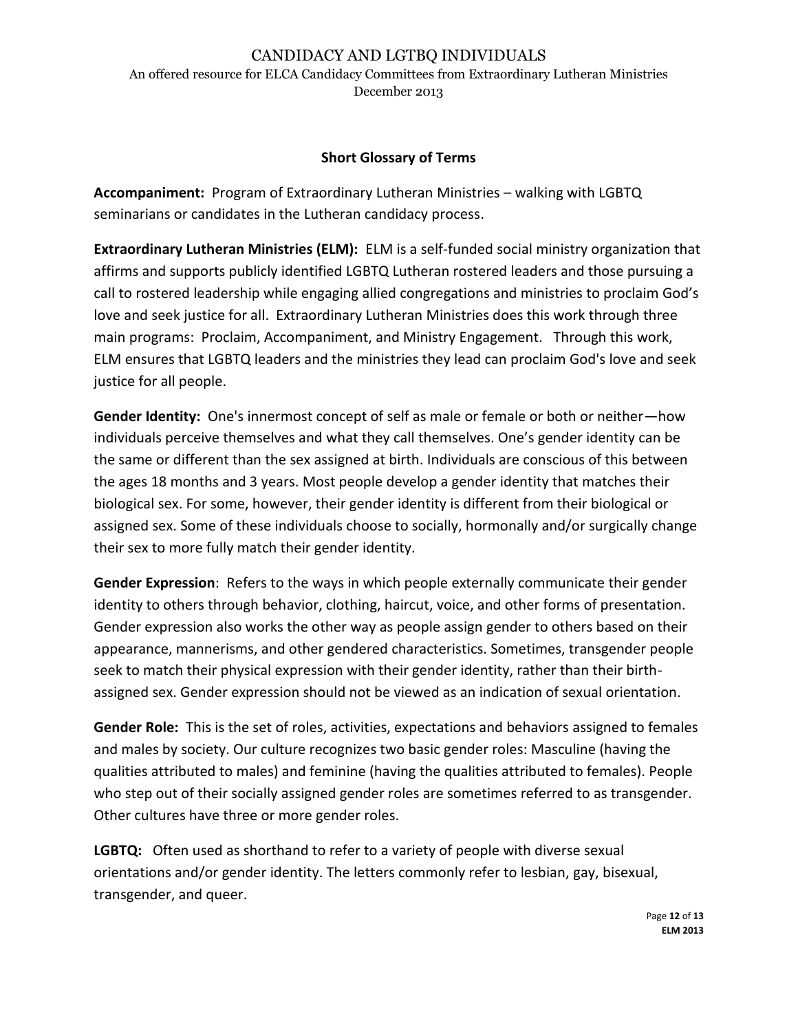## Short Glossary of Terms

**Accompaniment:** Program of Extraordinary Lutheran Ministries – walking with LGBTQ seminarians or candidates in the Lutheran candidacy process.

**Extraordinary Lutheran Ministries (ELM):** ELM is a self-funded social ministry organization that affirms and supports publicly identified LGBTQ Lutheran rostered leaders and those pursuing a call to rostered leadership while engaging allied congregations and ministries to proclaim God's love and seek justice for all. Extraordinary Lutheran Ministries does this work through three main programs: Proclaim, Accompaniment, and Ministry Engagement. Through this work, ELM ensures that LGBTQ leaders and the ministries they lead can proclaim God's love and seek justice for all people.

**Gender Identity:** One's innermost concept of self as male or female or both or neither—how individuals perceive themselves and what they call themselves. One's gender identity can be the same or different than the sex assigned at birth. Individuals are conscious of this between the ages 18 months and 3 years. Most people develop a gender identity that matches their biological sex. For some, however, their gender identity is different from their biological or assigned sex. Some of these individuals choose to socially, hormonally and/or surgically change their sex to more fully match their gender identity.

**Gender Expression**: Refers to the ways in which people externally communicate their gender identity to others through behavior, clothing, haircut, voice, and other forms of presentation. Gender expression also works the other way as people assign gender to others based on their appearance, mannerisms, and other gendered characteristics. Sometimes, transgender people seek to match their physical expression with their gender identity, rather than their birth-assigned sex. Gender expression should not be viewed as an indication of sexual orientation.

**Gender Role:** This is the set of roles, activities, expectations and behaviors assigned to females and males by society. Our culture recognizes two basic gender roles: Masculine (having the qualities attributed to males) and feminine (having the qualities attributed to females). People who step out of their socially assigned gender roles are sometimes referred to as transgender. Other cultures have three or more gender roles.

**LGBTQ:** Often used as shorthand to refer to a variety of people with diverse sexual orientations and/or gender identity. The letters commonly refer to lesbian, gay, bisexual, transgender, and queer.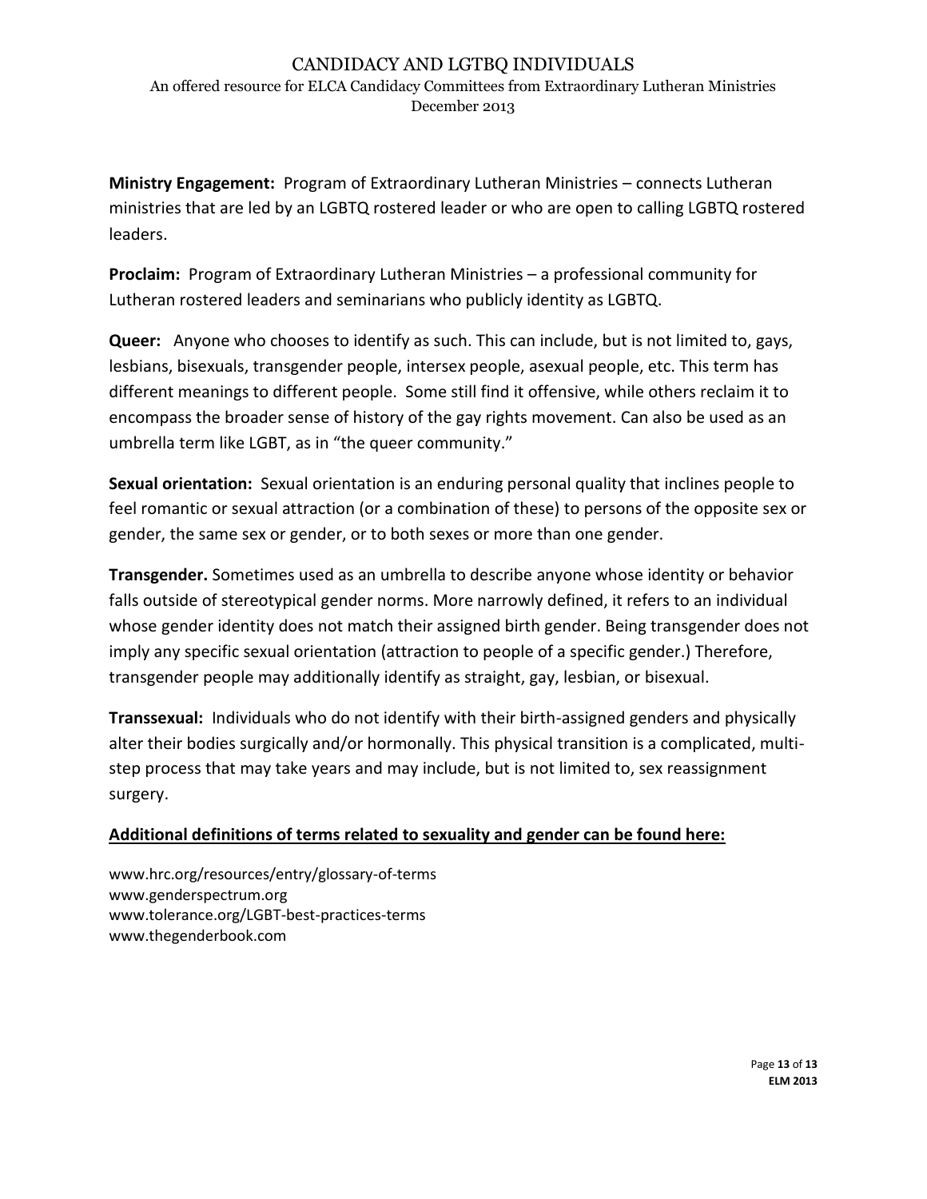**Ministry Engagement:** Program of Extraordinary Lutheran Ministries – connects Lutheran ministries that are led by an LGBTQ rostered leader or who are open to calling LGBTQ rostered leaders.

**Proclaim:** Program of Extraordinary Lutheran Ministries – a professional community for Lutheran rostered leaders and seminarians who publicly identity as LGBTQ.

**Queer:** Anyone who chooses to identify as such. This can include, but is not limited to, gays, lesbians, bisexuals, transgender people, intersex people, asexual people, etc. This term has different meanings to different people. Some still find it offensive, while others reclaim it to encompass the broader sense of history of the gay rights movement. Can also be used as an umbrella term like LGBT, as in "the queer community."

**Sexual orientation:** Sexual orientation is an enduring personal quality that inclines people to feel romantic or sexual attraction (or a combination of these) to persons of the opposite sex or gender, the same sex or gender, or to both sexes or more than one gender.

**Transgender.** Sometimes used as an umbrella to describe anyone whose identity or behavior falls outside of stereotypical gender norms. More narrowly defined, it refers to an individual whose gender identity does not match their assigned birth gender. Being transgender does not imply any specific sexual orientation (attraction to people of a specific gender.) Therefore, transgender people may additionally identify as straight, gay, lesbian, or bisexual.

**Transsexual:** Individuals who do not identify with their birth-assigned genders and physically alter their bodies surgically and/or hormonally. This physical transition is a complicated, multi-step process that may take years and may include, but is not limited to, sex reassignment surgery.

**Additional definitions of terms related to sexuality and gender can be found here:**

www.hrc.org/resources/entry/glossary-of-terms
www.genderspectrum.org
www.tolerance.org/LGBT-best-practices-terms
www.thegenderbook.com